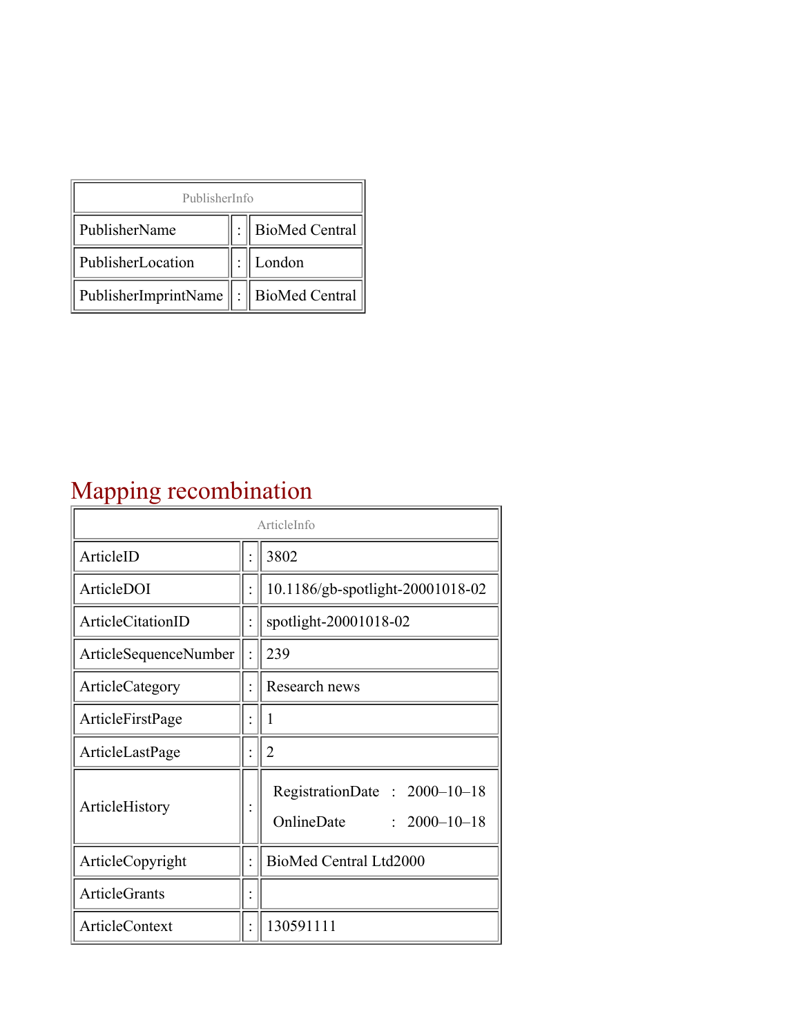| PublisherInfo | | |
|---|---|---|
| PublisherName | : | BioMed Central |
| PublisherLocation | : | London |
| PublisherImprintName | : | BioMed Central |

# Mapping recombination

| ArticleInfo | | |
|---|---|---|
| ArticleID | : | 3802 |
| ArticleDOI | : | 10.1186/gb-spotlight-20001018-02 |
| ArticleCitationID | : | spotlight-20001018-02 |
| ArticleSequenceNumber | : | 239 |
| ArticleCategory | : | Research news |
| ArticleFirstPage | : | 1 |
| ArticleLastPage | : | 2 |
| ArticleHistory | : | RegistrationDate : 2000–10–18<br>OnlineDate : 2000–10–18 |
| ArticleCopyright | : | BioMed Central Ltd2000 |
| ArticleGrants | : | |
| ArticleContext | : | 130591111 |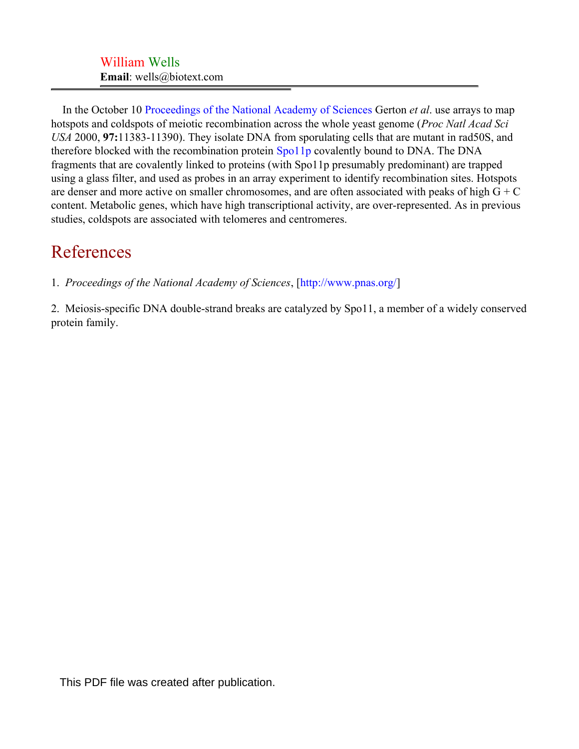William Wells
**Email**: wells@biotext.com

In the October 10 Proceedings of the National Academy of Sciences Gerton *et al*. use arrays to map hotspots and coldspots of meiotic recombination across the whole yeast genome (*Proc Natl Acad Sci USA* 2000, **97:**11383-11390). They isolate DNA from sporulating cells that are mutant in rad50S, and therefore blocked with the recombination protein Spo11p covalently bound to DNA. The DNA fragments that are covalently linked to proteins (with Spo11p presumably predominant) are trapped using a glass filter, and used as probes in an array experiment to identify recombination sites. Hotspots are denser and more active on smaller chromosomes, and are often associated with peaks of high G + C content. Metabolic genes, which have high transcriptional activity, are over-represented. As in previous studies, coldspots are associated with telomeres and centromeres.

## References

1. *Proceedings of the National Academy of Sciences*, [http://www.pnas.org/]

2. Meiosis-specific DNA double-strand breaks are catalyzed by Spo11, a member of a widely conserved protein family.

This PDF file was created after publication.